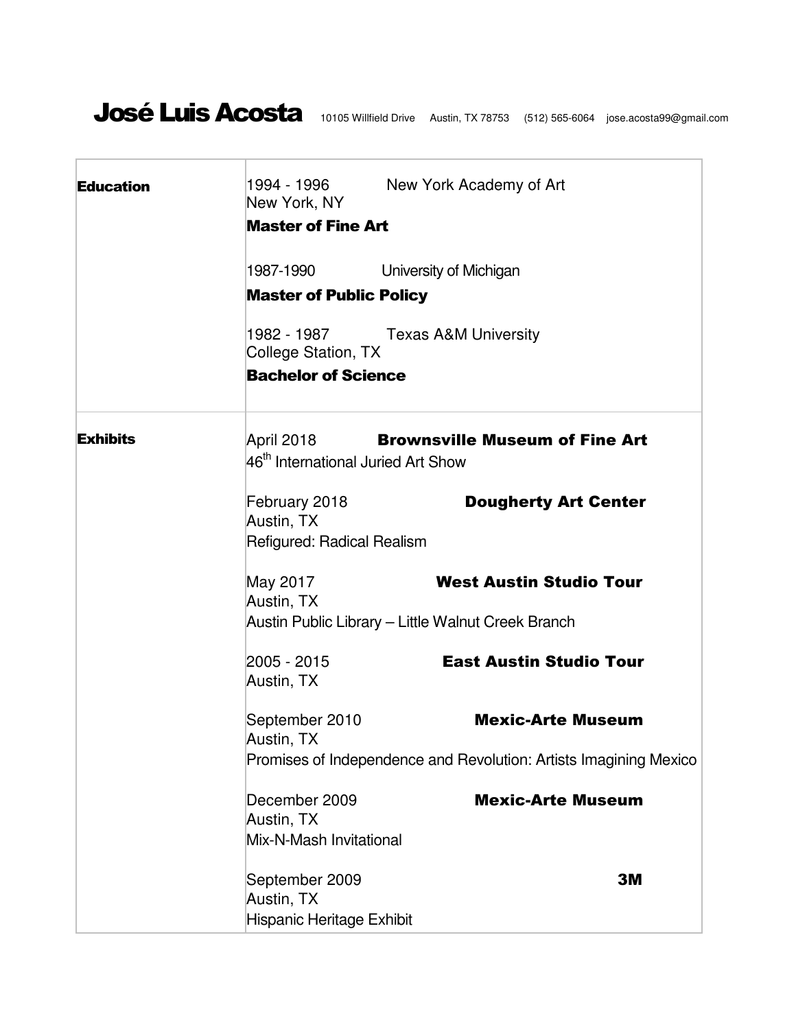# José Luis Acosta

10105 Willfield Drive     Austin, TX 78753     (512) 565-6064     jose.acosta99@gmail.com

| | |
|---|---|
| **Education** | 1994 - 1996 New York Academy of Art<br>New York, NY<br>**Master of Fine Art**<br><br>1987-1990 University of Michigan<br>**Master of Public Policy**<br><br>1982 - 1987 Texas A&M University<br>College Station, TX<br>**Bachelor of Science** |
| **Exhibits** | April 2018 **Brownsville Museum of Fine Art**<br>46th International Juried Art Show<br><br>February 2018 **Dougherty Art Center**<br>Austin, TX<br>Refigured: Radical Realism<br><br>May 2017 **West Austin Studio Tour**<br>Austin, TX<br>Austin Public Library – Little Walnut Creek Branch<br><br>2005 - 2015 **East Austin Studio Tour**<br>Austin, TX<br><br>September 2010 **Mexic-Arte Museum**<br>Austin, TX<br>Promises of Independence and Revolution: Artists Imagining Mexico<br><br>December 2009 **Mexic-Arte Museum**<br>Austin, TX<br>Mix-N-Mash Invitational<br><br>September 2009 **3M**<br>Austin, TX<br>Hispanic Heritage Exhibit |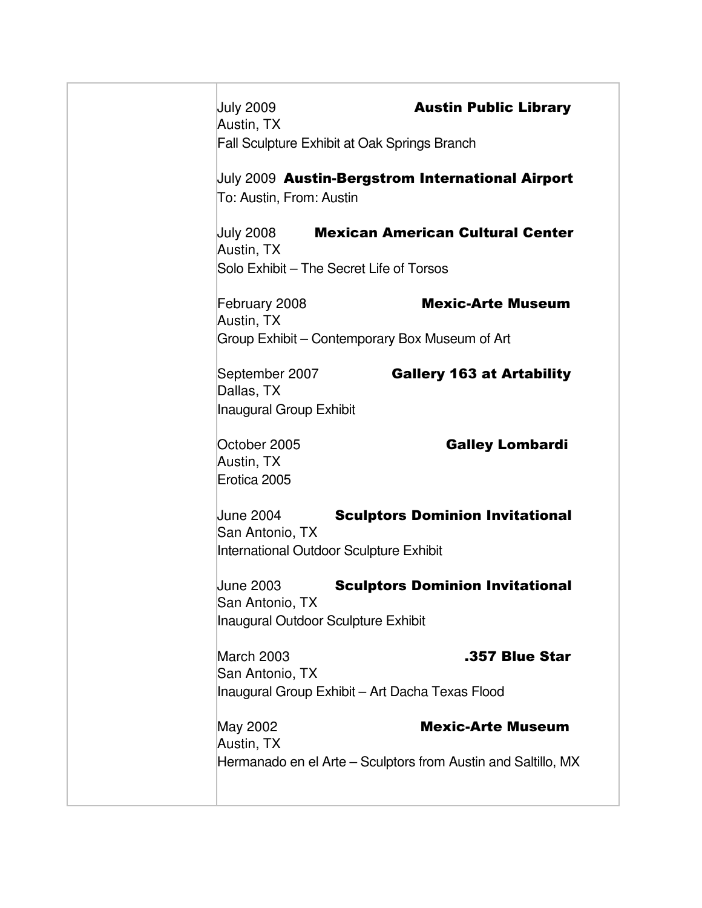July 2009 **Austin Public Library**
Austin, TX
Fall Sculpture Exhibit at Oak Springs Branch

July 2009 **Austin-Bergstrom International Airport**
To: Austin, From: Austin

July 2008 **Mexican American Cultural Center**
Austin, TX
Solo Exhibit – The Secret Life of Torsos

February 2008 **Mexic-Arte Museum**
Austin, TX
Group Exhibit – Contemporary Box Museum of Art

September 2007 **Gallery 163 at Artability**
Dallas, TX
Inaugural Group Exhibit

October 2005 **Galley Lombardi**
Austin, TX
Erotica 2005

June 2004 **Sculptors Dominion Invitational**
San Antonio, TX
International Outdoor Sculpture Exhibit

June 2003 **Sculptors Dominion Invitational**
San Antonio, TX
Inaugural Outdoor Sculpture Exhibit

March 2003 **.357 Blue Star**
San Antonio, TX
Inaugural Group Exhibit – Art Dacha Texas Flood

May 2002 **Mexic-Arte Museum**
Austin, TX
Hermanado en el Arte – Sculptors from Austin and Saltillo, MX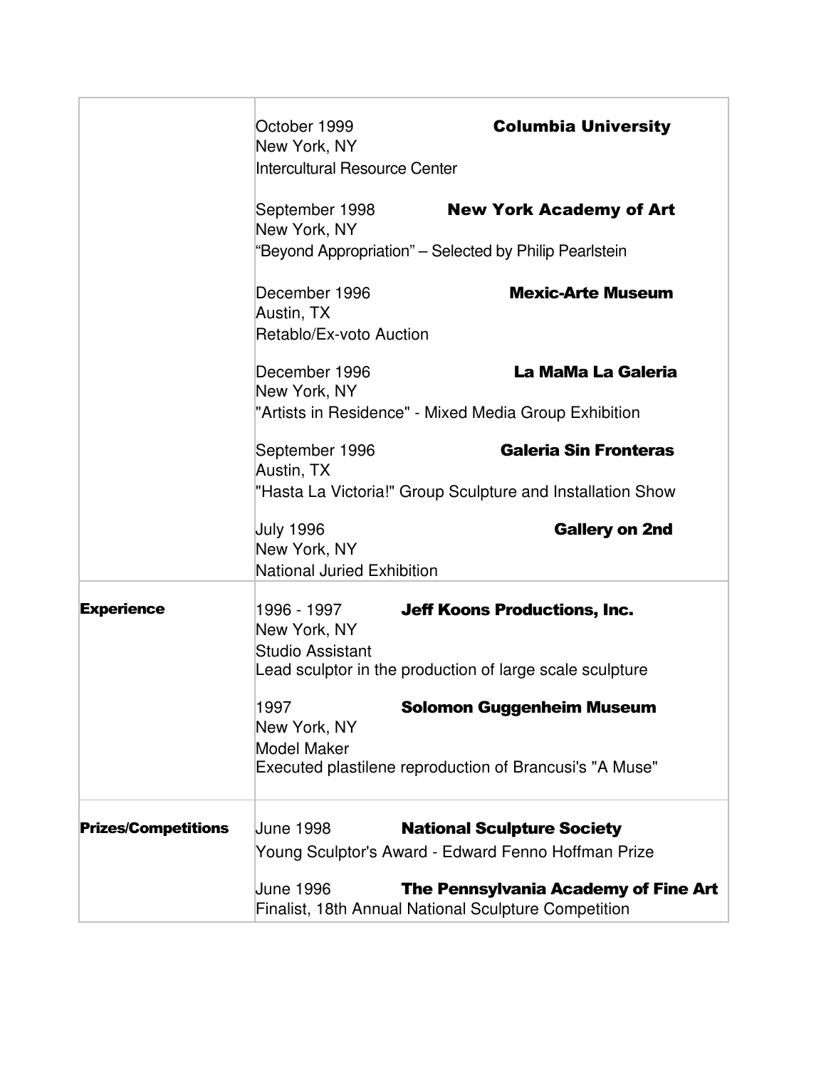| | |
|---|---|
| | October 1999 **Columbia University**<br>New York, NY<br>Intercultural Resource Center<br><br>September 1998 **New York Academy of Art**<br>New York, NY<br>“Beyond Appropriation” – Selected by Philip Pearlstein<br><br>December 1996 **Mexic-Arte Museum**<br>Austin, TX<br>Retablo/Ex-voto Auction<br><br>December 1996 **La MaMa La Galeria**<br>New York, NY<br>"Artists in Residence" - Mixed Media Group Exhibition<br><br>September 1996 **Galeria Sin Fronteras**<br>Austin, TX<br>"Hasta La Victoria!" Group Sculpture and Installation Show<br><br>July 1996 **Gallery on 2nd**<br>New York, NY<br>National Juried Exhibition |
| **Experience** | 1996 - 1997 **Jeff Koons Productions, Inc.**<br>New York, NY<br>Studio Assistant<br>Lead sculptor in the production of large scale sculpture<br><br>1997 **Solomon Guggenheim Museum**<br>New York, NY<br>Model Maker<br>Executed plastilene reproduction of Brancusi's "A Muse" |
| **Prizes/Competitions** | June 1998 **National Sculpture Society**<br>Young Sculptor's Award - Edward Fenno Hoffman Prize<br><br>June 1996 **The Pennsylvania Academy of Fine Art**<br>Finalist, 18th Annual National Sculpture Competition |